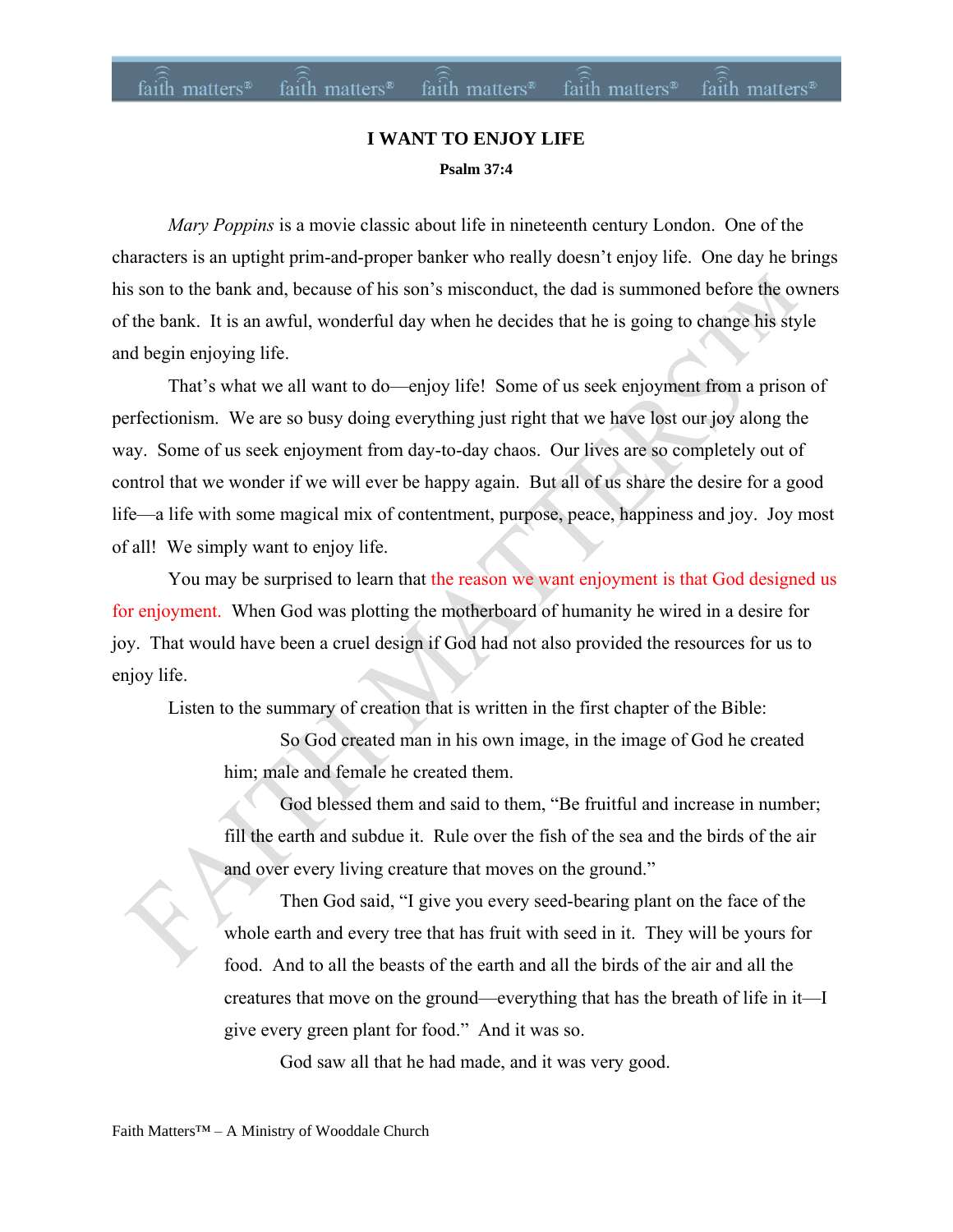# I WANT TO ENJOY LIFE

**Psalm 37:4**

*Mary Poppins* is a movie classic about life in nineteenth century London. One of the characters is an uptight prim-and-proper banker who really doesn't enjoy life. One day he brings his son to the bank and, because of his son's misconduct, the dad is summoned before the owners of the bank. It is an awful, wonderful day when he decides that he is going to change his style and begin enjoying life.

That's what we all want to do—enjoy life! Some of us seek enjoyment from a prison of perfectionism. We are so busy doing everything just right that we have lost our joy along the way. Some of us seek enjoyment from day-to-day chaos. Our lives are so completely out of control that we wonder if we will ever be happy again. But all of us share the desire for a good life—a life with some magical mix of contentment, purpose, peace, happiness and joy. Joy most of all! We simply want to enjoy life.

You may be surprised to learn that the reason we want enjoyment is that God designed us for enjoyment. When God was plotting the motherboard of humanity he wired in a desire for joy. That would have been a cruel design if God had not also provided the resources for us to enjoy life.

Listen to the summary of creation that is written in the first chapter of the Bible:

> So God created man in his own image, in the image of God he created him; male and female he created them.
>
> God blessed them and said to them, "Be fruitful and increase in number; fill the earth and subdue it. Rule over the fish of the sea and the birds of the air and over every living creature that moves on the ground."
>
> Then God said, "I give you every seed-bearing plant on the face of the whole earth and every tree that has fruit with seed in it. They will be yours for food. And to all the beasts of the earth and all the birds of the air and all the creatures that move on the ground—everything that has the breath of life in it—I give every green plant for food." And it was so.
>
> God saw all that he had made, and it was very good.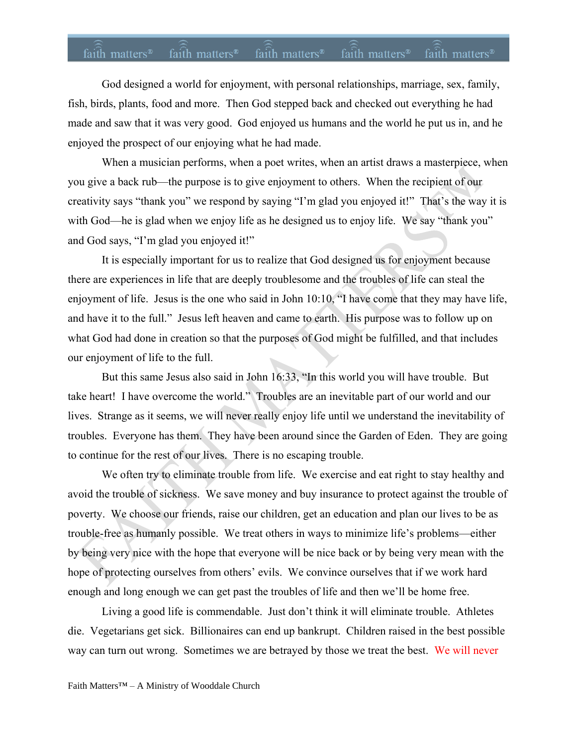God designed a world for enjoyment, with personal relationships, marriage, sex, family, fish, birds, plants, food and more. Then God stepped back and checked out everything he had made and saw that it was very good. God enjoyed us humans and the world he put us in, and he enjoyed the prospect of our enjoying what he had made.

When a musician performs, when a poet writes, when an artist draws a masterpiece, when you give a back rub—the purpose is to give enjoyment to others. When the recipient of our creativity says "thank you" we respond by saying "I'm glad you enjoyed it!" That's the way it is with God—he is glad when we enjoy life as he designed us to enjoy life. We say "thank you" and God says, "I'm glad you enjoyed it!"

It is especially important for us to realize that God designed us for enjoyment because there are experiences in life that are deeply troublesome and the troubles of life can steal the enjoyment of life. Jesus is the one who said in John 10:10, "I have come that they may have life, and have it to the full." Jesus left heaven and came to earth. His purpose was to follow up on what God had done in creation so that the purposes of God might be fulfilled, and that includes our enjoyment of life to the full.

But this same Jesus also said in John 16:33, "In this world you will have trouble. But take heart! I have overcome the world." Troubles are an inevitable part of our world and our lives. Strange as it seems, we will never really enjoy life until we understand the inevitability of troubles. Everyone has them. They have been around since the Garden of Eden. They are going to continue for the rest of our lives. There is no escaping trouble.

We often try to eliminate trouble from life. We exercise and eat right to stay healthy and avoid the trouble of sickness. We save money and buy insurance to protect against the trouble of poverty. We choose our friends, raise our children, get an education and plan our lives to be as trouble-free as humanly possible. We treat others in ways to minimize life's problems—either by being very nice with the hope that everyone will be nice back or by being very mean with the hope of protecting ourselves from others' evils. We convince ourselves that if we work hard enough and long enough we can get past the troubles of life and then we'll be home free.

Living a good life is commendable. Just don't think it will eliminate trouble. Athletes die. Vegetarians get sick. Billionaires can end up bankrupt. Children raised in the best possible way can turn out wrong. Sometimes we are betrayed by those we treat the best. We will never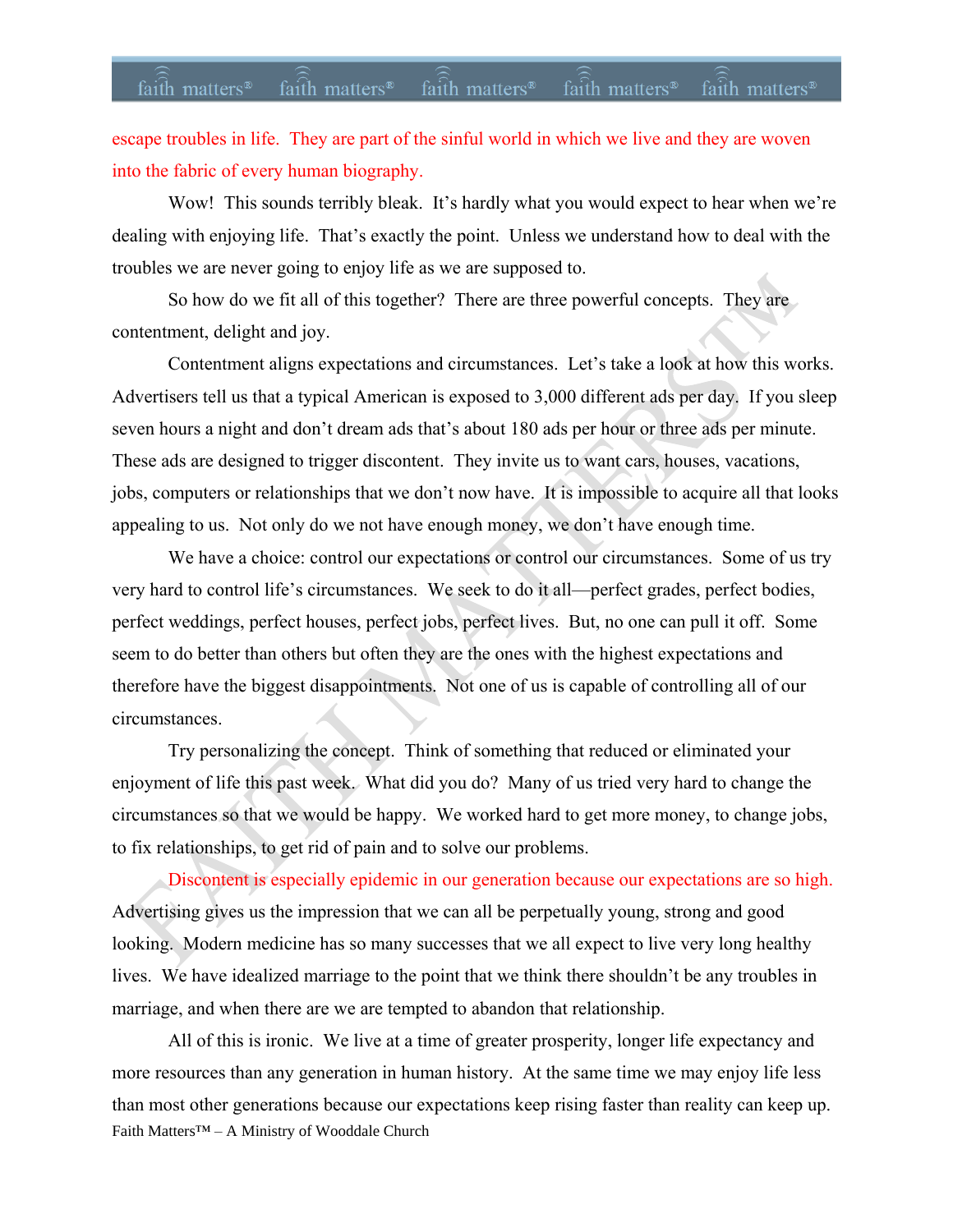escape troubles in life. They are part of the sinful world in which we live and they are woven into the fabric of every human biography.

Wow! This sounds terribly bleak. It's hardly what you would expect to hear when we're dealing with enjoying life. That's exactly the point. Unless we understand how to deal with the troubles we are never going to enjoy life as we are supposed to.

So how do we fit all of this together? There are three powerful concepts. They are contentment, delight and joy.

Contentment aligns expectations and circumstances. Let's take a look at how this works. Advertisers tell us that a typical American is exposed to 3,000 different ads per day. If you sleep seven hours a night and don't dream ads that's about 180 ads per hour or three ads per minute. These ads are designed to trigger discontent. They invite us to want cars, houses, vacations, jobs, computers or relationships that we don't now have. It is impossible to acquire all that looks appealing to us. Not only do we not have enough money, we don't have enough time.

We have a choice: control our expectations or control our circumstances. Some of us try very hard to control life's circumstances. We seek to do it all—perfect grades, perfect bodies, perfect weddings, perfect houses, perfect jobs, perfect lives. But, no one can pull it off. Some seem to do better than others but often they are the ones with the highest expectations and therefore have the biggest disappointments. Not one of us is capable of controlling all of our circumstances.

Try personalizing the concept. Think of something that reduced or eliminated your enjoyment of life this past week. What did you do? Many of us tried very hard to change the circumstances so that we would be happy. We worked hard to get more money, to change jobs, to fix relationships, to get rid of pain and to solve our problems.

Discontent is especially epidemic in our generation because our expectations are so high. Advertising gives us the impression that we can all be perpetually young, strong and good looking. Modern medicine has so many successes that we all expect to live very long healthy lives. We have idealized marriage to the point that we think there shouldn't be any troubles in marriage, and when there are we are tempted to abandon that relationship.

All of this is ironic. We live at a time of greater prosperity, longer life expectancy and more resources than any generation in human history. At the same time we may enjoy life less than most other generations because our expectations keep rising faster than reality can keep up.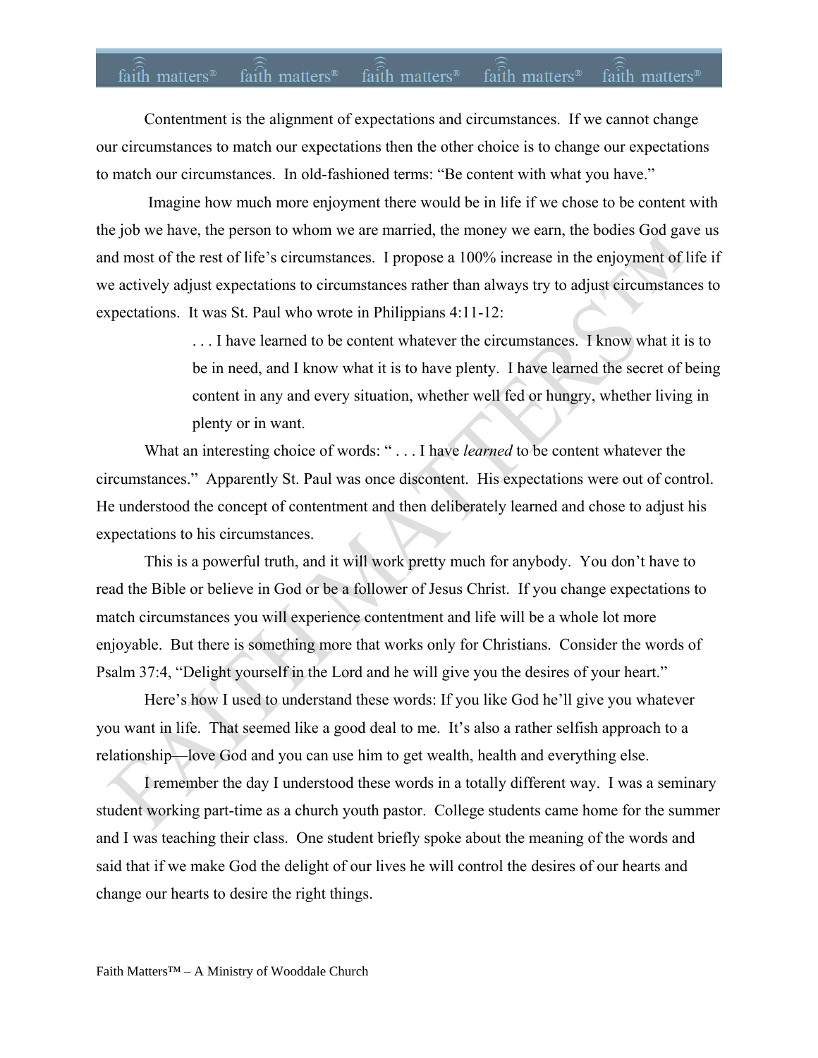Contentment is the alignment of expectations and circumstances. If we cannot change our circumstances to match our expectations then the other choice is to change our expectations to match our circumstances. In old-fashioned terms: "Be content with what you have."

Imagine how much more enjoyment there would be in life if we chose to be content with the job we have, the person to whom we are married, the money we earn, the bodies God gave us and most of the rest of life's circumstances. I propose a 100% increase in the enjoyment of life if we actively adjust expectations to circumstances rather than always try to adjust circumstances to expectations. It was St. Paul who wrote in Philippians 4:11-12:

> . . . I have learned to be content whatever the circumstances. I know what it is to be in need, and I know what it is to have plenty. I have learned the secret of being content in any and every situation, whether well fed or hungry, whether living in plenty or in want.

What an interesting choice of words: " . . . I have *learned* to be content whatever the circumstances." Apparently St. Paul was once discontent. His expectations were out of control. He understood the concept of contentment and then deliberately learned and chose to adjust his expectations to his circumstances.

This is a powerful truth, and it will work pretty much for anybody. You don't have to read the Bible or believe in God or be a follower of Jesus Christ. If you change expectations to match circumstances you will experience contentment and life will be a whole lot more enjoyable. But there is something more that works only for Christians. Consider the words of Psalm 37:4, "Delight yourself in the Lord and he will give you the desires of your heart."

Here's how I used to understand these words: If you like God he'll give you whatever you want in life. That seemed like a good deal to me. It's also a rather selfish approach to a relationship—love God and you can use him to get wealth, health and everything else.

I remember the day I understood these words in a totally different way. I was a seminary student working part-time as a church youth pastor. College students came home for the summer and I was teaching their class. One student briefly spoke about the meaning of the words and said that if we make God the delight of our lives he will control the desires of our hearts and change our hearts to desire the right things.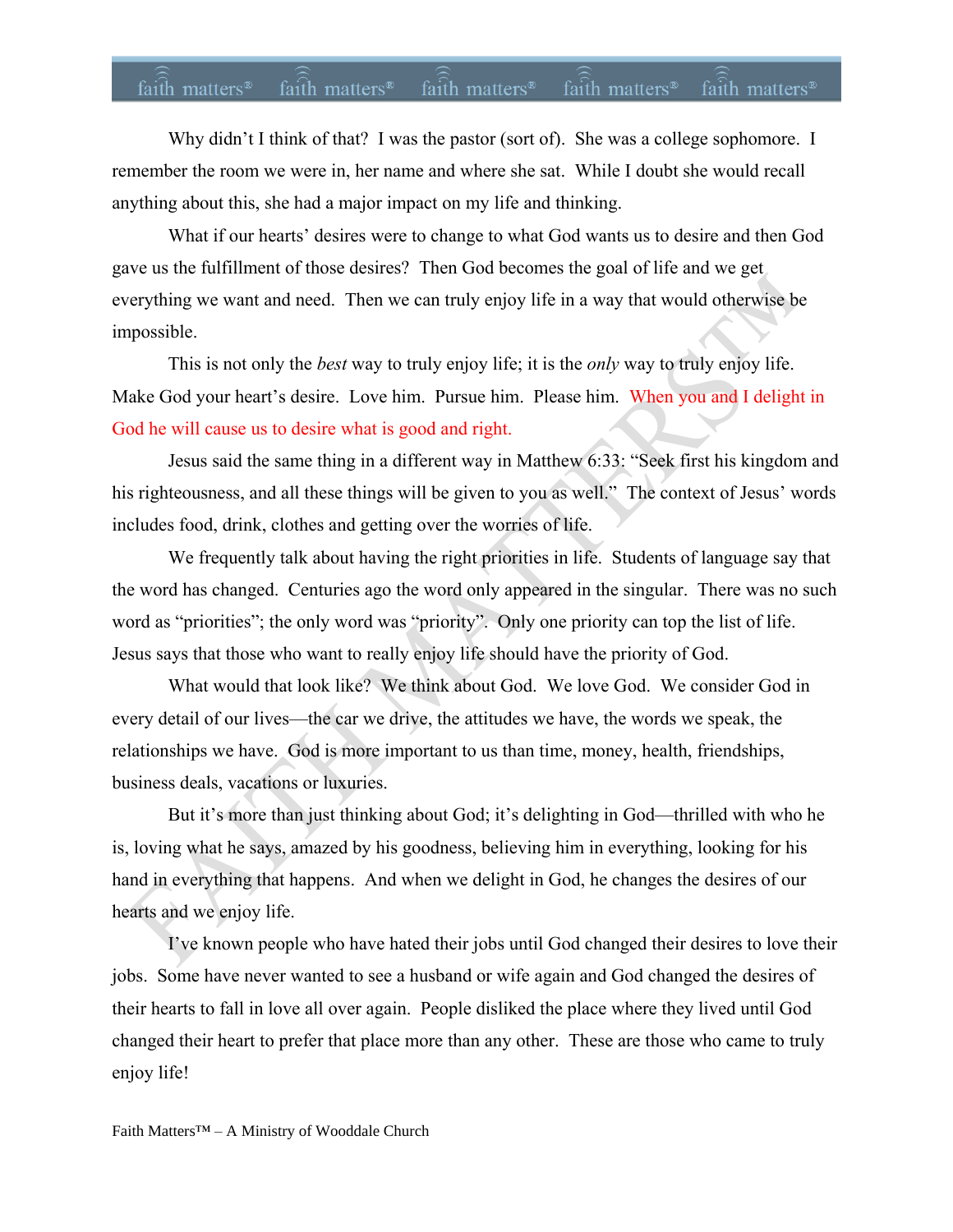Why didn't I think of that? I was the pastor (sort of). She was a college sophomore. I remember the room we were in, her name and where she sat. While I doubt she would recall anything about this, she had a major impact on my life and thinking.

What if our hearts' desires were to change to what God wants us to desire and then God gave us the fulfillment of those desires? Then God becomes the goal of life and we get everything we want and need. Then we can truly enjoy life in a way that would otherwise be impossible.

This is not only the *best* way to truly enjoy life; it is the *only* way to truly enjoy life. Make God your heart's desire. Love him. Pursue him. Please him. When you and I delight in God he will cause us to desire what is good and right.

Jesus said the same thing in a different way in Matthew 6:33: "Seek first his kingdom and his righteousness, and all these things will be given to you as well." The context of Jesus' words includes food, drink, clothes and getting over the worries of life.

We frequently talk about having the right priorities in life. Students of language say that the word has changed. Centuries ago the word only appeared in the singular. There was no such word as "priorities"; the only word was "priority". Only one priority can top the list of life. Jesus says that those who want to really enjoy life should have the priority of God.

What would that look like? We think about God. We love God. We consider God in every detail of our lives—the car we drive, the attitudes we have, the words we speak, the relationships we have. God is more important to us than time, money, health, friendships, business deals, vacations or luxuries.

But it's more than just thinking about God; it's delighting in God—thrilled with who he is, loving what he says, amazed by his goodness, believing him in everything, looking for his hand in everything that happens. And when we delight in God, he changes the desires of our hearts and we enjoy life.

I've known people who have hated their jobs until God changed their desires to love their jobs. Some have never wanted to see a husband or wife again and God changed the desires of their hearts to fall in love all over again. People disliked the place where they lived until God changed their heart to prefer that place more than any other. These are those who came to truly enjoy life!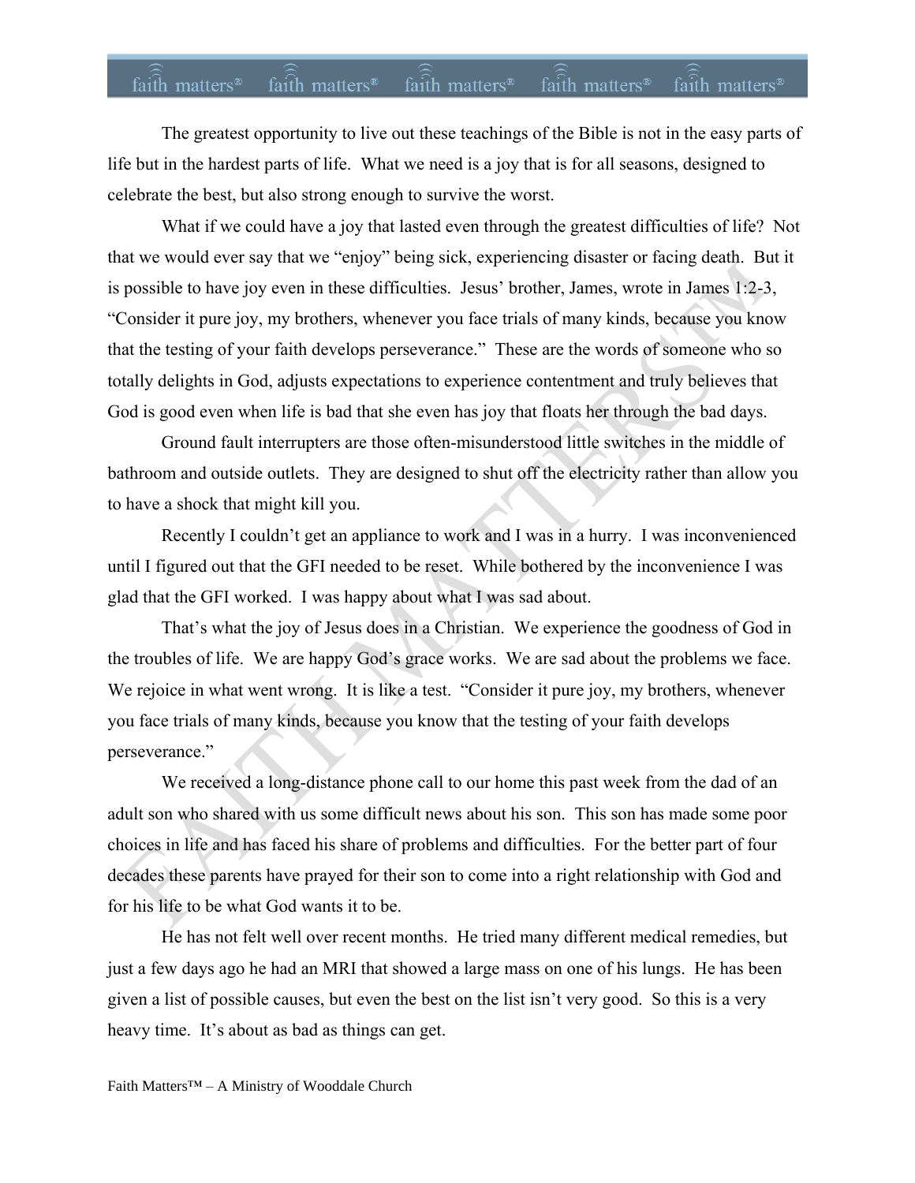The greatest opportunity to live out these teachings of the Bible is not in the easy parts of life but in the hardest parts of life. What we need is a joy that is for all seasons, designed to celebrate the best, but also strong enough to survive the worst.

What if we could have a joy that lasted even through the greatest difficulties of life? Not that we would ever say that we "enjoy" being sick, experiencing disaster or facing death. But it is possible to have joy even in these difficulties. Jesus' brother, James, wrote in James 1:2-3, "Consider it pure joy, my brothers, whenever you face trials of many kinds, because you know that the testing of your faith develops perseverance." These are the words of someone who so totally delights in God, adjusts expectations to experience contentment and truly believes that God is good even when life is bad that she even has joy that floats her through the bad days.

Ground fault interrupters are those often-misunderstood little switches in the middle of bathroom and outside outlets. They are designed to shut off the electricity rather than allow you to have a shock that might kill you.

Recently I couldn't get an appliance to work and I was in a hurry. I was inconvenienced until I figured out that the GFI needed to be reset. While bothered by the inconvenience I was glad that the GFI worked. I was happy about what I was sad about.

That's what the joy of Jesus does in a Christian. We experience the goodness of God in the troubles of life. We are happy God's grace works. We are sad about the problems we face. We rejoice in what went wrong. It is like a test. "Consider it pure joy, my brothers, whenever you face trials of many kinds, because you know that the testing of your faith develops perseverance."

We received a long-distance phone call to our home this past week from the dad of an adult son who shared with us some difficult news about his son. This son has made some poor choices in life and has faced his share of problems and difficulties. For the better part of four decades these parents have prayed for their son to come into a right relationship with God and for his life to be what God wants it to be.

He has not felt well over recent months. He tried many different medical remedies, but just a few days ago he had an MRI that showed a large mass on one of his lungs. He has been given a list of possible causes, but even the best on the list isn't very good. So this is a very heavy time. It's about as bad as things can get.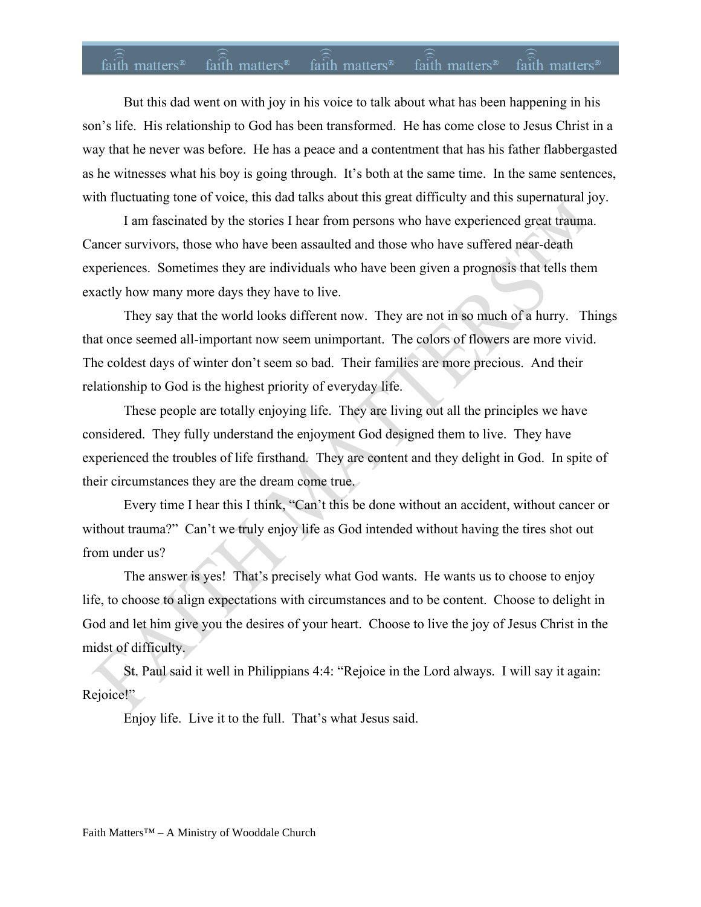But this dad went on with joy in his voice to talk about what has been happening in his son's life. His relationship to God has been transformed. He has come close to Jesus Christ in a way that he never was before. He has a peace and a contentment that has his father flabbergasted as he witnesses what his boy is going through. It's both at the same time. In the same sentences, with fluctuating tone of voice, this dad talks about this great difficulty and this supernatural joy.

I am fascinated by the stories I hear from persons who have experienced great trauma. Cancer survivors, those who have been assaulted and those who have suffered near-death experiences. Sometimes they are individuals who have been given a prognosis that tells them exactly how many more days they have to live.

They say that the world looks different now. They are not in so much of a hurry. Things that once seemed all-important now seem unimportant. The colors of flowers are more vivid. The coldest days of winter don't seem so bad. Their families are more precious. And their relationship to God is the highest priority of everyday life.

These people are totally enjoying life. They are living out all the principles we have considered. They fully understand the enjoyment God designed them to live. They have experienced the troubles of life firsthand. They are content and they delight in God. In spite of their circumstances they are the dream come true.

Every time I hear this I think, "Can't this be done without an accident, without cancer or without trauma?" Can't we truly enjoy life as God intended without having the tires shot out from under us?

The answer is yes! That's precisely what God wants. He wants us to choose to enjoy life, to choose to align expectations with circumstances and to be content. Choose to delight in God and let him give you the desires of your heart. Choose to live the joy of Jesus Christ in the midst of difficulty.

St. Paul said it well in Philippians 4:4: "Rejoice in the Lord always. I will say it again: Rejoice!"

Enjoy life. Live it to the full. That's what Jesus said.